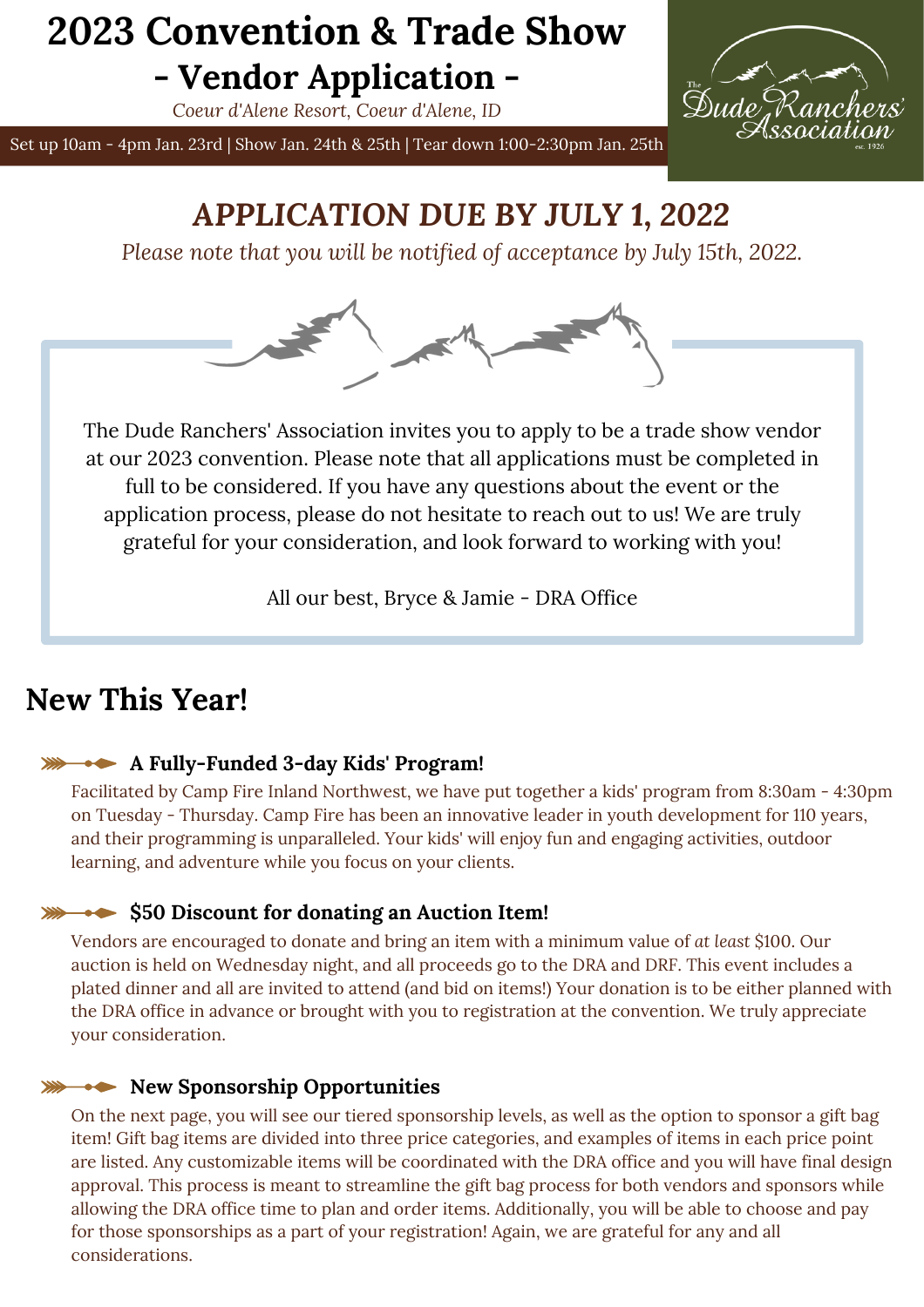# 2023 Convention & Trade Show - Vendor Application -

*Coeur d'Alene Resort, Coeur d'Alene, ID*

Set up 10am - 4pm Jan. 23rd | Show Jan. 24th & 25th | Tear down 1:00-2:30pm Jan. 25th

The Dude Ranchers' Association est. 1926

## *APPLICATION DUE BY JULY 1, 2022*

*Please note that you will be notified of acceptance by July 15th, 2022.*

The Dude Ranchers' Association invites you to apply to be a trade show vendor at our 2023 convention. Please note that all applications must be completed in full to be considered. If you have any questions about the event or the application process, please do not hesitate to reach out to us! We are truly grateful for your consideration, and look forward to working with you!

All our best, Bryce & Jamie - DRA Office

## New This Year!

### A Fully-Funded 3-day Kids' Program!

Facilitated by Camp Fire Inland Northwest, we have put together a kids' program from 8:30am - 4:30pm on Tuesday - Thursday. Camp Fire has been an innovative leader in youth development for 110 years, and their programming is unparalleled. Your kids' will enjoy fun and engaging activities, outdoor learning, and adventure while you focus on your clients.

### $50 Discount for donating an Auction Item!

Vendors are encouraged to donate and bring an item with a minimum value of *at least* $100. Our auction is held on Wednesday night, and all proceeds go to the DRA and DRF. This event includes a plated dinner and all are invited to attend (and bid on items!) Your donation is to be either planned with the DRA office in advance or brought with you to registration at the convention. We truly appreciate your consideration.

### New Sponsorship Opportunities

On the next page, you will see our tiered sponsorship levels, as well as the option to sponsor a gift bag item! Gift bag items are divided into three price categories, and examples of items in each price point are listed. Any customizable items will be coordinated with the DRA office and you will have final design approval. This process is meant to streamline the gift bag process for both vendors and sponsors while allowing the DRA office time to plan and order items. Additionally, you will be able to choose and pay for those sponsorships as a part of your registration! Again, we are grateful for any and all considerations.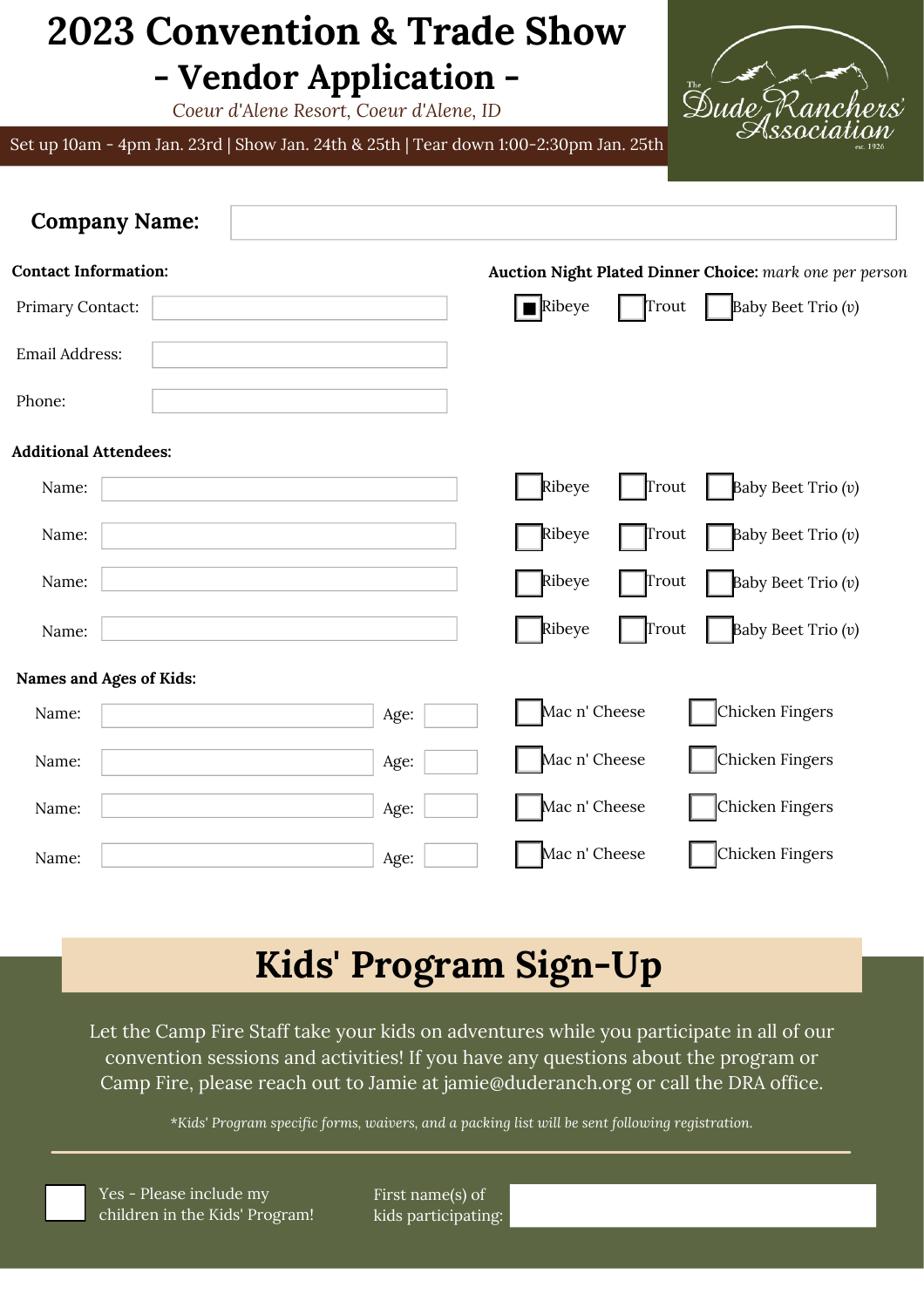# 2023 Convention & Trade Show
# - Vendor Application -

*Coeur d'Alene Resort, Coeur d'Alene, ID*

Set up 10am - 4pm Jan. 23rd | Show Jan. 24th & 25th | Tear down 1:00-2:30pm Jan. 25th

The Dude Ranchers' Association est. 1926

**Company Name:** ____________________

**Contact Information:**

Primary Contact: ____________________

Email Address: ____________________

Phone: ____________________

**Auction Night Plated Dinner Choice:** *mark one per person*

- [x] Ribeye
- [ ] Trout
- [ ] Baby Beet Trio (*v*)

**Additional Attendees:**

| Name | Dinner Choice |
|---|---|
| Name: ____________ | ☐ Ribeye ☐ Trout ☐ Baby Beet Trio (*v*) |
| Name: ____________ | ☐ Ribeye ☐ Trout ☐ Baby Beet Trio (*v*) |
| Name: ____________ | ☐ Ribeye ☐ Trout ☐ Baby Beet Trio (*v*) |
| Name: ____________ | ☐ Ribeye ☐ Trout ☐ Baby Beet Trio (*v*) |

**Names and Ages of Kids:**

| Name | Age | Dinner Choice |
|---|---|---|
| Name: ____________ | Age: ____ | ☐ Mac n' Cheese ☐ Chicken Fingers |
| Name: ____________ | Age: ____ | ☐ Mac n' Cheese ☐ Chicken Fingers |
| Name: ____________ | Age: ____ | ☐ Mac n' Cheese ☐ Chicken Fingers |
| Name: ____________ | Age: ____ | ☐ Mac n' Cheese ☐ Chicken Fingers |

## Kids' Program Sign-Up

Let the Camp Fire Staff take your kids on adventures while you participate in all of our convention sessions and activities! If you have any questions about the program or Camp Fire, please reach out to Jamie at jamie@duderanch.org or call the DRA office.

*\*Kids' Program specific forms, waivers, and a packing list will be sent following registration.*

---

- [ ] Yes - Please include my children in the Kids' Program!

First name(s) of kids participating: ____________________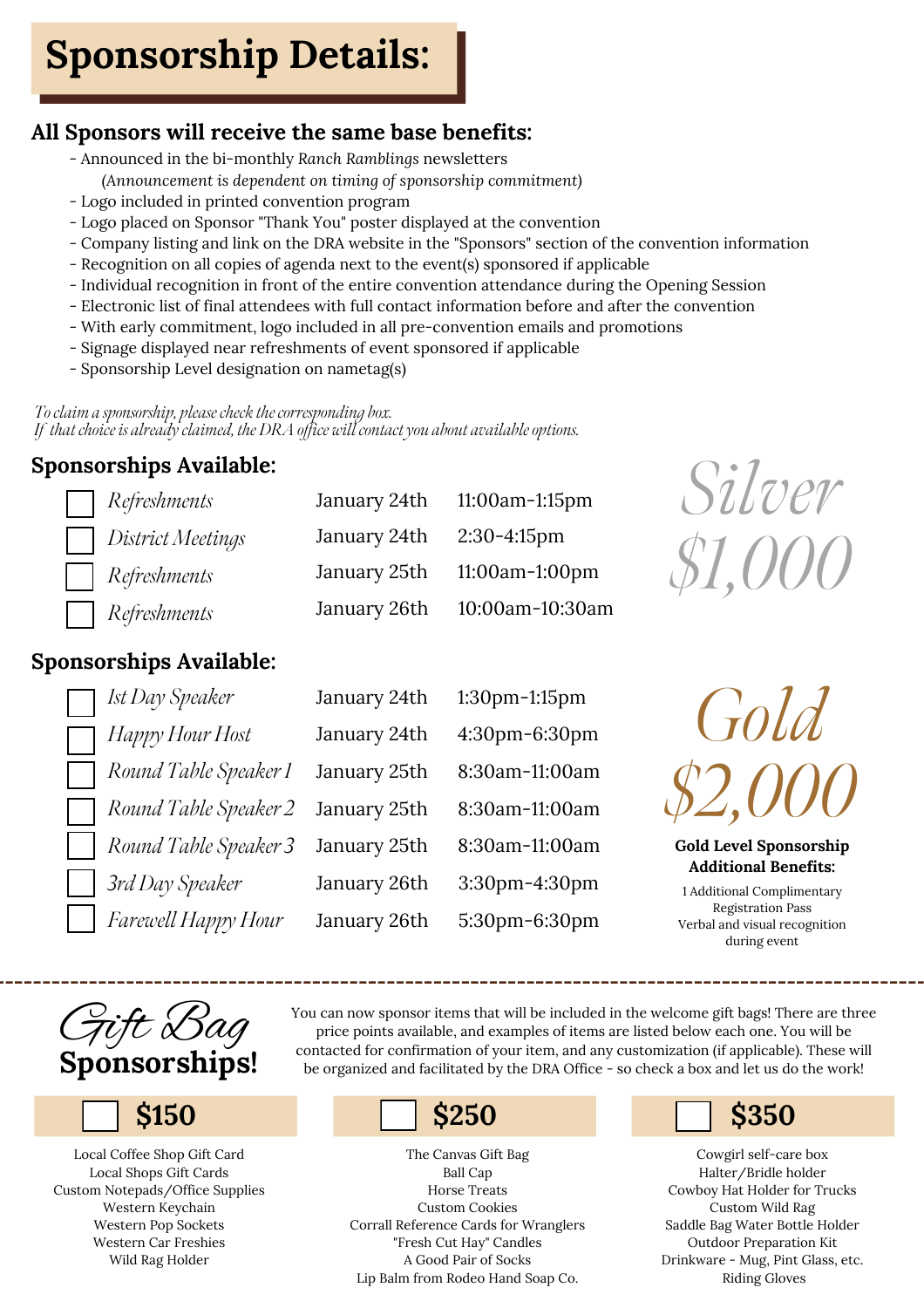# Sponsorship Details:

## All Sponsors will receive the same base benefits:

- Announced in the bi-monthly *Ranch Ramblings* newsletters
  (*Announcement is dependent on timing of sponsorship commitment*)
- Logo included in printed convention program
- Logo placed on Sponsor "Thank You" poster displayed at the convention
- Company listing and link on the DRA website in the "Sponsors" section of the convention information
- Recognition on all copies of agenda next to the event(s) sponsored if applicable
- Individual recognition in front of the entire convention attendance during the Opening Session
- Electronic list of final attendees with full contact information before and after the convention
- With early commitment, logo included in all pre-convention emails and promotions
- Signage displayed near refreshments of event sponsored if applicable
- Sponsorship Level designation on nametag(s)

*To claim a sponsorship, please check the corresponding box.*
*If that choice is already claimed, the DRA office will contact you about available options.*

## Sponsorships Available:

**Silver $1,000**

| | Sponsorship | Date | Time |
|---|---|---|---|
| ☐ | *Refreshments* | January 24th | 11:00am-1:15pm |
| ☐ | *District Meetings* | January 24th | 2:30-4:15pm |
| ☐ | *Refreshments* | January 25th | 11:00am-1:00pm |
| ☐ | *Refreshments* | January 26th | 10:00am-10:30am |

## Sponsorships Available:

**Gold $2,000**

| | Sponsorship | Date | Time |
|---|---|---|---|
| ☐ | *1st Day Speaker* | January 24th | 1:30pm-1:15pm |
| ☐ | *Happy Hour Host* | January 24th | 4:30pm-6:30pm |
| ☐ | *Round Table Speaker 1* | January 25th | 8:30am-11:00am |
| ☐ | *Round Table Speaker 2* | January 25th | 8:30am-11:00am |
| ☐ | *Round Table Speaker 3* | January 25th | 8:30am-11:00am |
| ☐ | *3rd Day Speaker* | January 26th | 3:30pm-4:30pm |
| ☐ | *Farewell Happy Hour* | January 26th | 5:30pm-6:30pm |

**Gold Level Sponsorship Additional Benefits:**

1 Additional Complimentary Registration Pass
Verbal and visual recognition during event

---

## Gift Bag Sponsorships!

You can now sponsor items that will be included in the welcome gift bags! There are three price points available, and examples of items are listed below each one. You will be contacted for confirmation of your item, and any customization (if applicable). These will be organized and facilitated by the DRA Office - so check a box and let us do the work!

### ☐ $150

Local Coffee Shop Gift Card
Local Shops Gift Cards
Custom Notepads/Office Supplies
Western Keychain
Western Pop Sockets
Western Car Freshies
Wild Rag Holder

### ☐ $250

The Canvas Gift Bag
Ball Cap
Horse Treats
Custom Cookies
Corrall Reference Cards for Wranglers
"Fresh Cut Hay" Candles
A Good Pair of Socks
Lip Balm from Rodeo Hand Soap Co.

### ☐ $350

Cowgirl self-care box
Halter/Bridle holder
Cowboy Hat Holder for Trucks
Custom Wild Rag
Saddle Bag Water Bottle Holder
Outdoor Preparation Kit
Drinkware - Mug, Pint Glass, etc.
Riding Gloves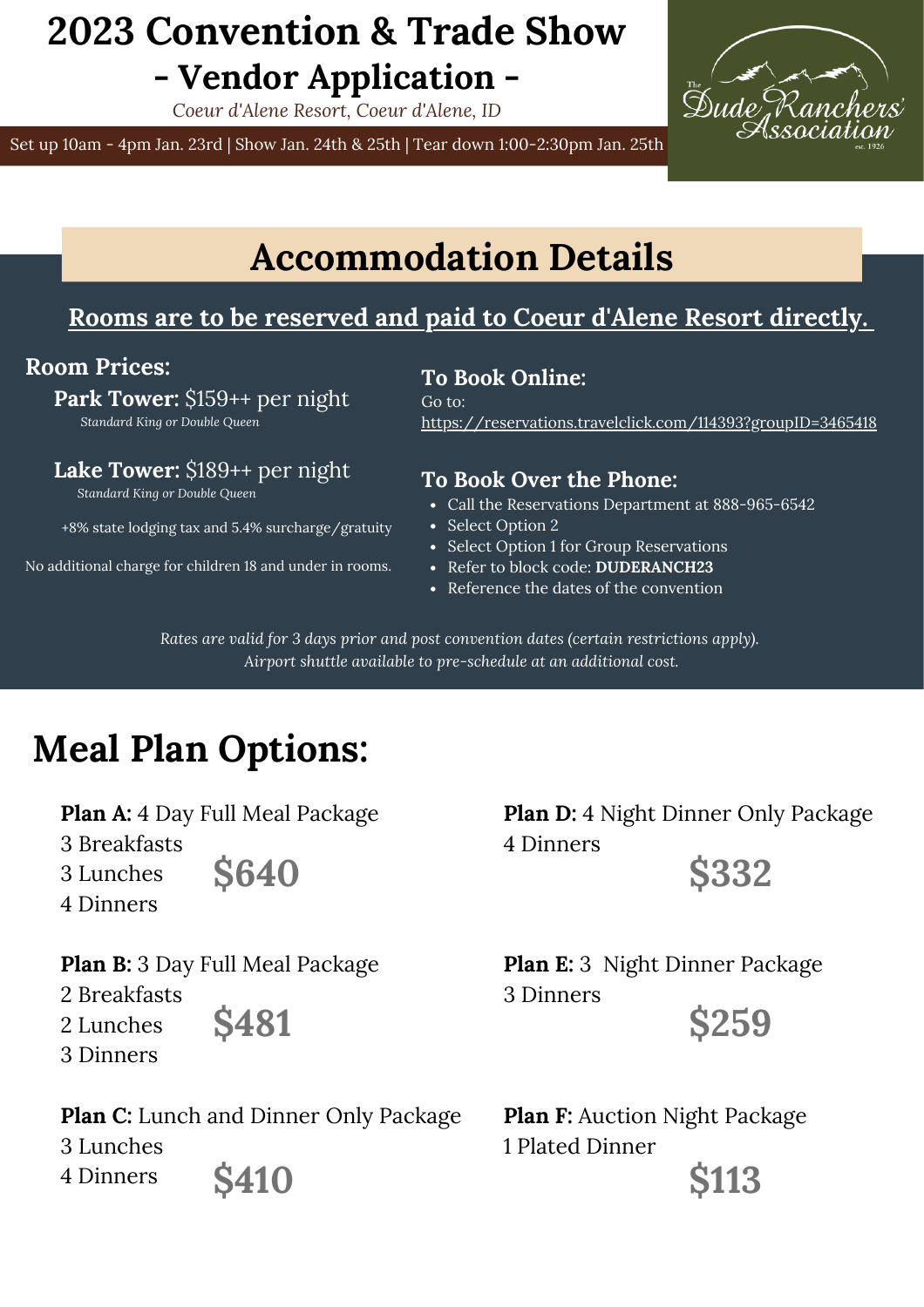# 2023 Convention & Trade Show

## - Vendor Application -

*Coeur d'Alene Resort, Coeur d'Alene, ID*

Set up 10am - 4pm Jan. 23rd | Show Jan. 24th & 25th | Tear down 1:00-2:30pm Jan. 25th

The Dude Ranchers' Association est. 1926

## Accommodation Details

**Rooms are to be reserved and paid to Coeur d'Alene Resort directly.**

### Room Prices:

**Park Tower:** $159++ per night
*Standard King or Double Queen*

**Lake Tower:** $189++ per night
*Standard King or Double Queen*

+8% state lodging tax and 5.4% surcharge/gratuity

No additional charge for children 18 and under in rooms.

### To Book Online:

Go to:
https://reservations.travelclick.com/114393?groupID=3465418

### To Book Over the Phone:

- Call the Reservations Department at 888-965-6542
- Select Option 2
- Select Option 1 for Group Reservations
- Refer to block code: **DUDERANCH23**
- Reference the dates of the convention

*Rates are valid for 3 days prior and post convention dates (certain restrictions apply).*
*Airport shuttle available to pre-schedule at an additional cost.*

## Meal Plan Options:

**Plan A:** 4 Day Full Meal Package
3 Breakfasts
3 Lunches
4 Dinners
**$640**

**Plan B:** 3 Day Full Meal Package
2 Breakfasts
2 Lunches
3 Dinners
**$481**

**Plan C:** Lunch and Dinner Only Package
3 Lunches
4 Dinners
**$410**

**Plan D:** 4 Night Dinner Only Package
4 Dinners
**$332**

**Plan E:** 3 Night Dinner Package
3 Dinners
**$259**

**Plan F:** Auction Night Package
1 Plated Dinner
**$113**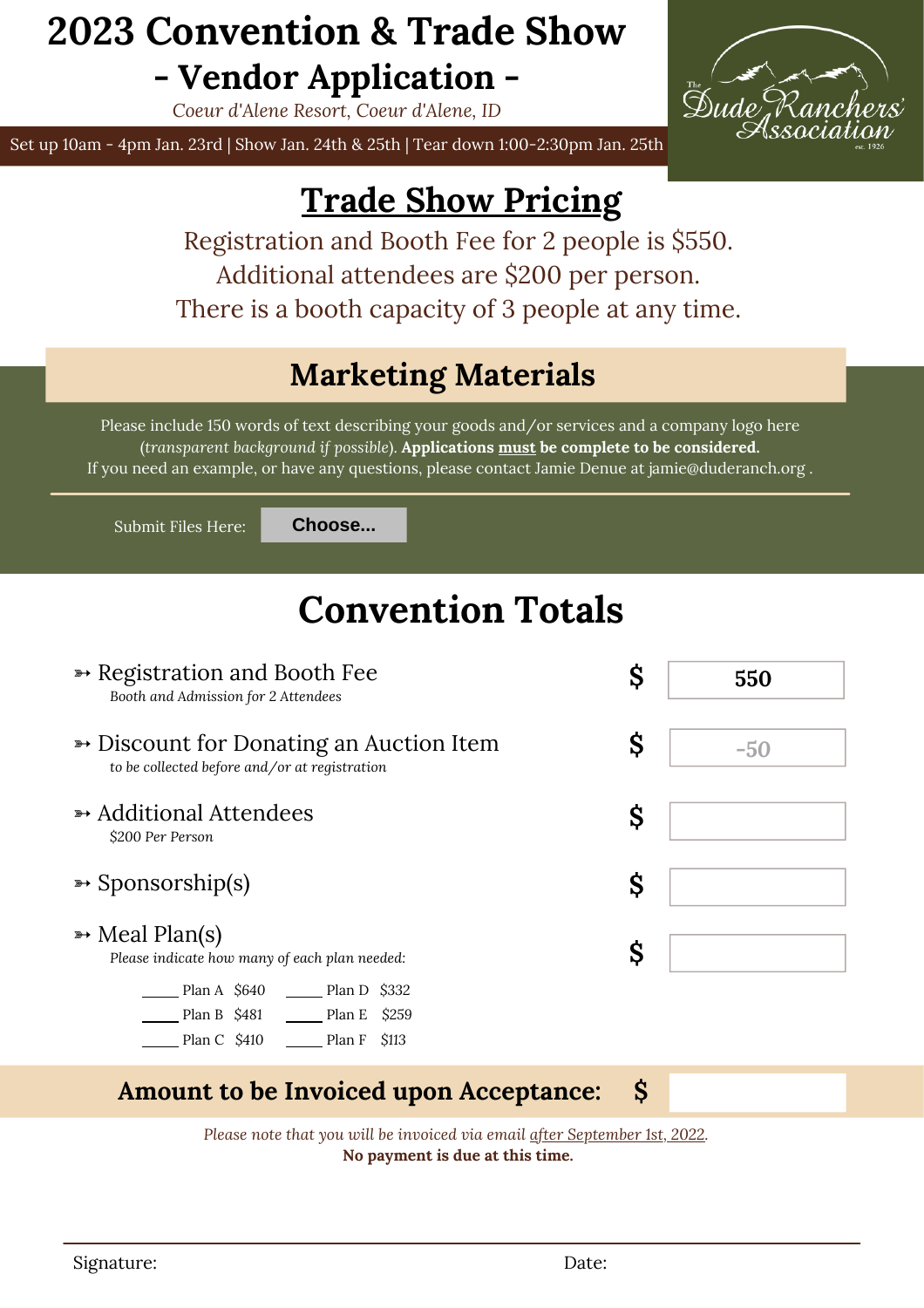# 2023 Convention & Trade Show
# - Vendor Application -

*Coeur d'Alene Resort, Coeur d'Alene, ID*

Set up 10am - 4pm Jan. 23rd | Show Jan. 24th & 25th | Tear down 1:00-2:30pm Jan. 25th

The Dude Ranchers' Association est. 1926

## Trade Show Pricing

Registration and Booth Fee for 2 people is $550.
Additional attendees are $200 per person.
There is a booth capacity of 3 people at any time.

## Marketing Materials

Please include 150 words of text describing your goods and/or services and a company logo here (*transparent background if possible*). **Applications must be complete to be considered.**
If you need an example, or have any questions, please contact Jamie Denue at jamie@duderanch.org .

Submit Files Here: Choose...

## Convention Totals

➳ Registration and Booth Fee — $ 550
*Booth and Admission for 2 Attendees*

➳ Discount for Donating an Auction Item — $ -50
*to be collected before and/or at registration*

➳ Additional Attendees — $
*$200 Per Person*

➳ Sponsorship(s) — $

➳ Meal Plan(s) — $
*Please indicate how many of each plan needed:*

____ Plan A $640 ____ Plan D $332
____ Plan B $481 ____ Plan E $259
____ Plan C $410 ____ Plan F $113

**Amount to be Invoiced upon Acceptance: $**

*Please note that you will be invoiced via email after September 1st, 2022.*
**No payment is due at this time.**

Signature: Date: